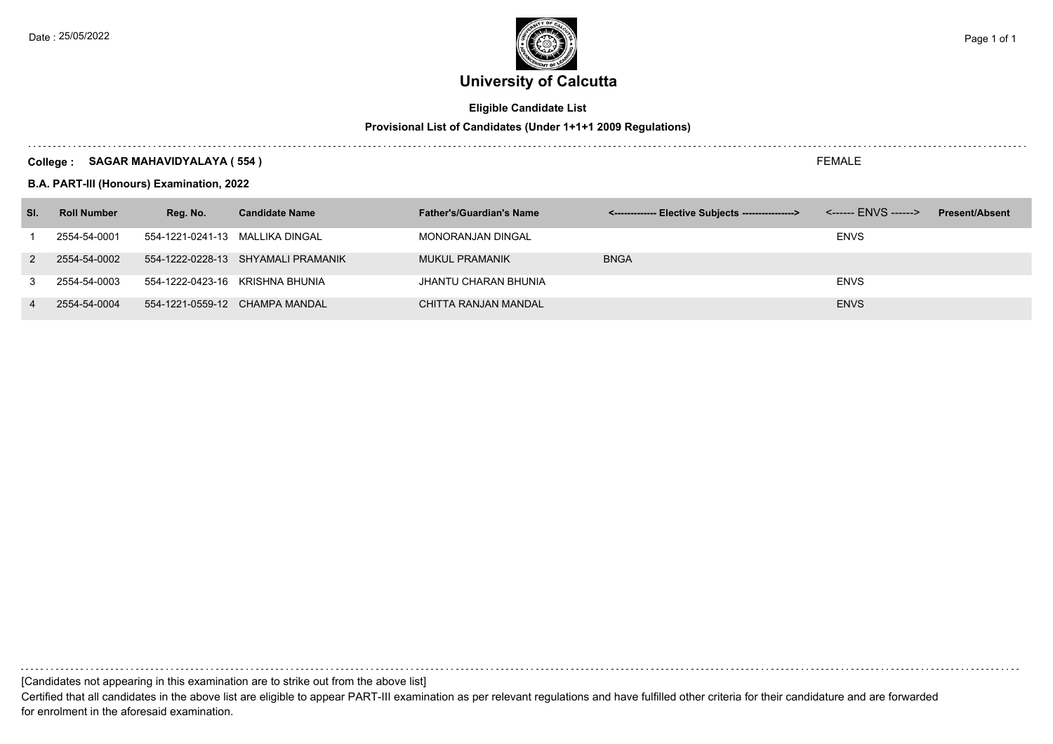Date : 25/05/2022

# University of Calcutta

**Eligible Candidate List**

**Provisional List of Candidates (Under 1+1+1 2009 Regulations)**

**College : SAGAR MAHAVIDYALAYA ( 554 )** FEMALE

**B.A. PART-III (Honours) Examination, 2022**

| Sl. | Roll Number | Reg. No. | Candidate Name | Father's/Guardian's Name | <------------- Elective Subjects ----------------> | <------ ENVS ------> | Present/Absent |
|---|---|---|---|---|---|---|---|
| 1 | 2554-54-0001 | 554-1221-0241-13 | MALLIKA DINGAL | MONORANJAN DINGAL | | ENVS | |
| 2 | 2554-54-0002 | 554-1222-0228-13 | SHYAMALI PRAMANIK | MUKUL PRAMANIK | BNGA | | |
| 3 | 2554-54-0003 | 554-1222-0423-16 | KRISHNA BHUNIA | JHANTU CHARAN BHUNIA | | ENVS | |
| 4 | 2554-54-0004 | 554-1221-0559-12 | CHAMPA MANDAL | CHITTA RANJAN MANDAL | | ENVS | |

[Candidates not appearing in this examination are to strike out from the above list]

Certified that all candidates in the above list are eligible to appear PART-III examination as per relevant regulations and have fulfilled other criteria for their candidature and are forwarded for enrolment in the aforesaid examination.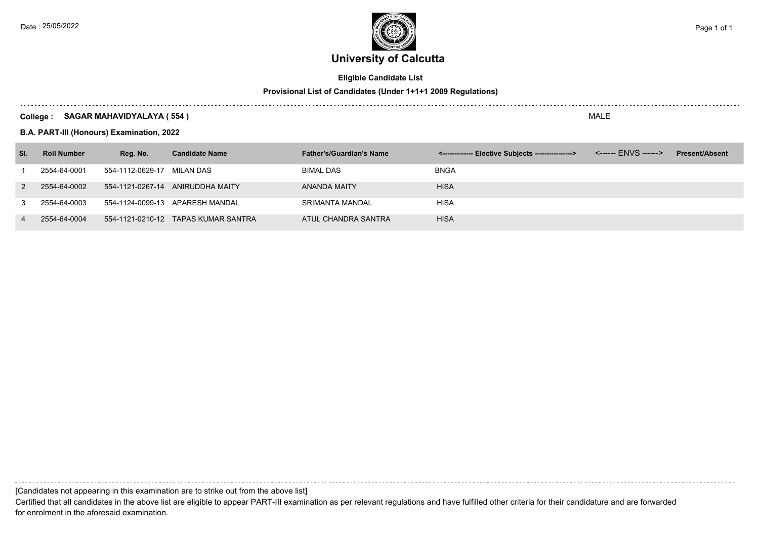Date : 25/05/2022

# University of Calcutta

**Eligible Candidate List**

**Provisional List of Candidates (Under 1+1+1 2009 Regulations)**

**College : SAGAR MAHAVIDYALAYA ( 554 )** MALE

**B.A. PART-III (Honours) Examination, 2022**

| Sl. | Roll Number | Reg. No. | Candidate Name | Father's/Guardian's Name | <------------- Elective Subjects ----------------> | <------ ENVS ------> | Present/Absent |
|---|---|---|---|---|---|---|---|
| 1 | 2554-64-0001 | 554-1112-0629-17 | MILAN DAS | BIMAL DAS | BNGA | | |
| 2 | 2554-64-0002 | 554-1121-0267-14 | ANIRUDDHA MAITY | ANANDA MAITY | HISA | | |
| 3 | 2554-64-0003 | 554-1124-0099-13 | APARESH MANDAL | SRIMANTA MANDAL | HISA | | |
| 4 | 2554-64-0004 | 554-1121-0210-12 | TAPAS KUMAR SANTRA | ATUL CHANDRA SANTRA | HISA | | |

[Candidates not appearing in this examination are to strike out from the above list]

Certified that all candidates in the above list are eligible to appear PART-III examination as per relevant regulations and have fulfilled other criteria for their candidature and are forwarded for enrolment in the aforesaid examination.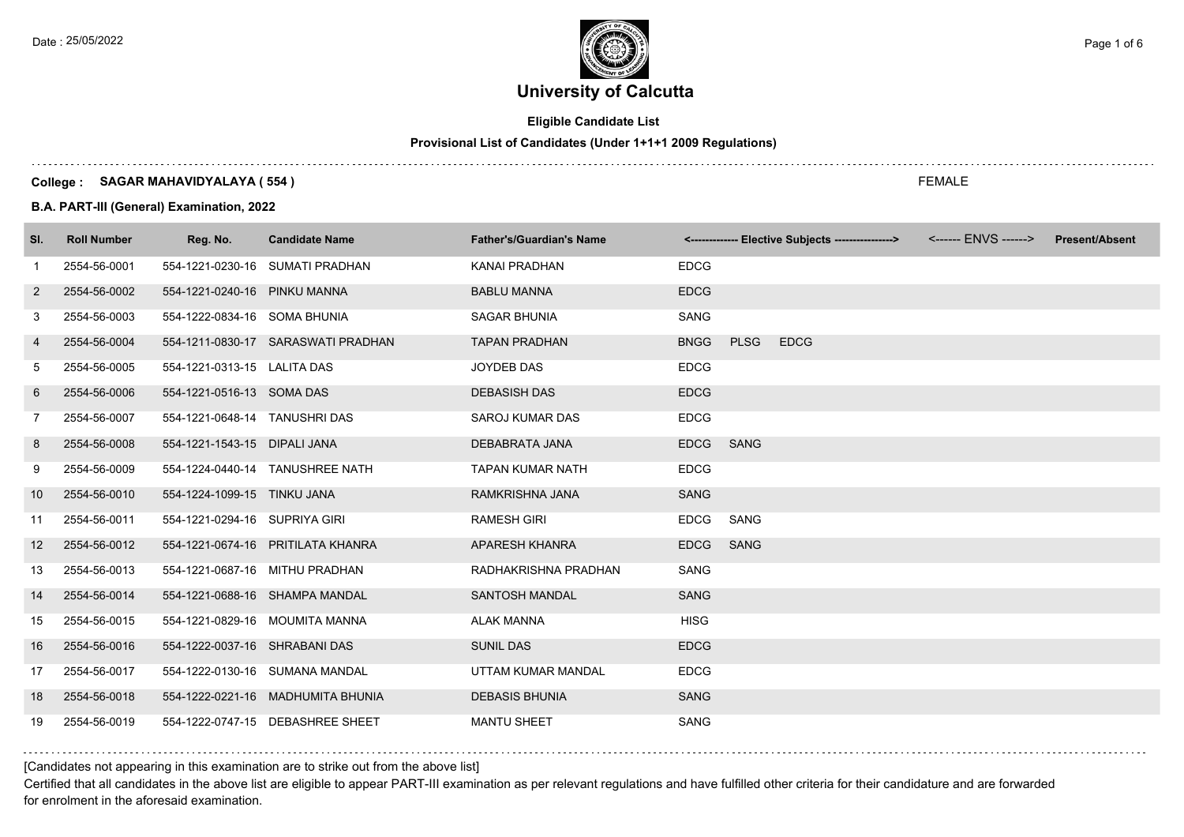# University of Calcutta

**Eligible Candidate List**

**Provisional List of Candidates (Under 1+1+1 2009 Regulations)**

**College : SAGAR MAHAVIDYALAYA ( 554 )** FEMALE

**B.A. PART-III (General) Examination, 2022**

| Sl. | Roll Number | Reg. No. | Candidate Name | Father's/Guardian's Name | <------------- Elective Subjects ----------------> | <------ ENVS ------> | Present/Absent |
|---|---|---|---|---|---|---|---|
| 1 | 2554-56-0001 | 554-1221-0230-16 | SUMATI PRADHAN | KANAI PRADHAN | EDCG | | |
| 2 | 2554-56-0002 | 554-1221-0240-16 | PINKU MANNA | BABLU MANNA | EDCG | | |
| 3 | 2554-56-0003 | 554-1222-0834-16 | SOMA BHUNIA | SAGAR BHUNIA | SANG | | |
| 4 | 2554-56-0004 | 554-1211-0830-17 | SARASWATI PRADHAN | TAPAN PRADHAN | BNGG PLSG EDCG | | |
| 5 | 2554-56-0005 | 554-1221-0313-15 | LALITA DAS | JOYDEB DAS | EDCG | | |
| 6 | 2554-56-0006 | 554-1221-0516-13 | SOMA DAS | DEBASISH DAS | EDCG | | |
| 7 | 2554-56-0007 | 554-1221-0648-14 | TANUSHRI DAS | SAROJ KUMAR DAS | EDCG | | |
| 8 | 2554-56-0008 | 554-1221-1543-15 | DIPALI JANA | DEBABRATA JANA | EDCG SANG | | |
| 9 | 2554-56-0009 | 554-1224-0440-14 | TANUSHREE NATH | TAPAN KUMAR NATH | EDCG | | |
| 10 | 2554-56-0010 | 554-1224-1099-15 | TINKU JANA | RAMKRISHNA JANA | SANG | | |
| 11 | 2554-56-0011 | 554-1221-0294-16 | SUPRIYA GIRI | RAMESH GIRI | EDCG SANG | | |
| 12 | 2554-56-0012 | 554-1221-0674-16 | PRITILATA KHANRA | APARESH KHANRA | EDCG SANG | | |
| 13 | 2554-56-0013 | 554-1221-0687-16 | MITHU PRADHAN | RADHAKRISHNA PRADHAN | SANG | | |
| 14 | 2554-56-0014 | 554-1221-0688-16 | SHAMPA MANDAL | SANTOSH MANDAL | SANG | | |
| 15 | 2554-56-0015 | 554-1221-0829-16 | MOUMITA MANNA | ALAK MANNA | HISG | | |
| 16 | 2554-56-0016 | 554-1222-0037-16 | SHRABANI DAS | SUNIL DAS | EDCG | | |
| 17 | 2554-56-0017 | 554-1222-0130-16 | SUMANA MANDAL | UTTAM KUMAR MANDAL | EDCG | | |
| 18 | 2554-56-0018 | 554-1222-0221-16 | MADHUMITA BHUNIA | DEBASIS BHUNIA | SANG | | |
| 19 | 2554-56-0019 | 554-1222-0747-15 | DEBASHREE SHEET | MANTU SHEET | SANG | | |

[Candidates not appearing in this examination are to strike out from the above list]

Certified that all candidates in the above list are eligible to appear PART-III examination as per relevant regulations and have fulfilled other criteria for their candidature and are forwarded for enrolment in the aforesaid examination.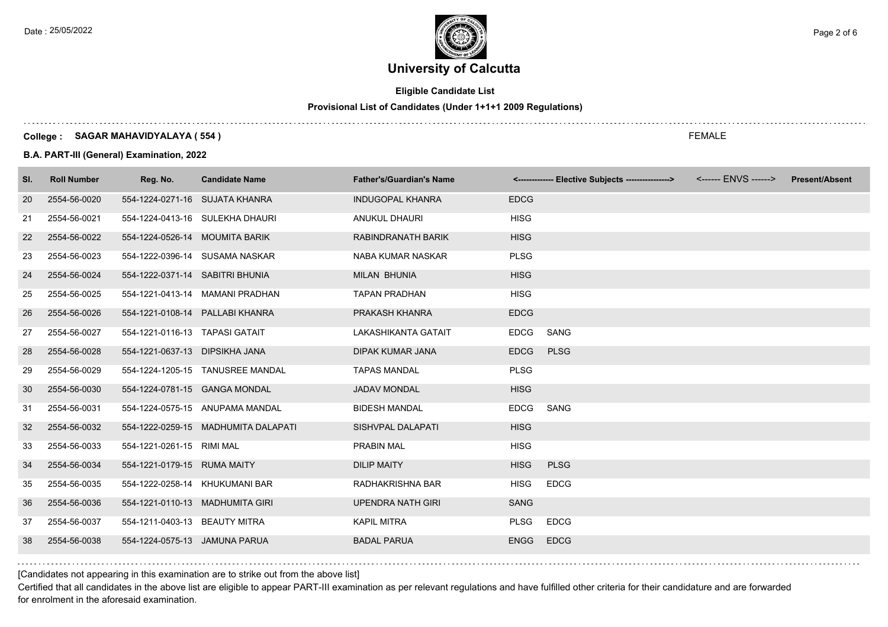# University of Calcutta

**Eligible Candidate List**

**Provisional List of Candidates (Under 1+1+1 2009 Regulations)**

**College : SAGAR MAHAVIDYALAYA ( 554 )**

FEMALE

**B.A. PART-III (General) Examination, 2022**

| Sl. | Roll Number | Reg. No. | Candidate Name | Father's/Guardian's Name | <------------- Elective Subjects ----------------> | | <------ ENVS ------> | Present/Absent |
|---|---|---|---|---|---|---|---|---|
| 20 | 2554-56-0020 | 554-1224-0271-16 | SUJATA KHANRA | INDUGOPAL KHANRA | EDCG | | | |
| 21 | 2554-56-0021 | 554-1224-0413-16 | SULEKHA DHAURI | ANUKUL DHAURI | HISG | | | |
| 22 | 2554-56-0022 | 554-1224-0526-14 | MOUMITA BARIK | RABINDRANATH BARIK | HISG | | | |
| 23 | 2554-56-0023 | 554-1222-0396-14 | SUSAMA NASKAR | NABA KUMAR NASKAR | PLSG | | | |
| 24 | 2554-56-0024 | 554-1222-0371-14 | SABITRI BHUNIA | MILAN BHUNIA | HISG | | | |
| 25 | 2554-56-0025 | 554-1221-0413-14 | MAMANI PRADHAN | TAPAN PRADHAN | HISG | | | |
| 26 | 2554-56-0026 | 554-1221-0108-14 | PALLABI KHANRA | PRAKASH KHANRA | EDCG | | | |
| 27 | 2554-56-0027 | 554-1221-0116-13 | TAPASI GATAIT | LAKASHIKANTA GATAIT | EDCG | SANG | | |
| 28 | 2554-56-0028 | 554-1221-0637-13 | DIPSIKHA JANA | DIPAK KUMAR JANA | EDCG | PLSG | | |
| 29 | 2554-56-0029 | 554-1224-1205-15 | TANUSREE MANDAL | TAPAS MANDAL | PLSG | | | |
| 30 | 2554-56-0030 | 554-1224-0781-15 | GANGA MONDAL | JADAV MONDAL | HISG | | | |
| 31 | 2554-56-0031 | 554-1224-0575-15 | ANUPAMA MANDAL | BIDESH MANDAL | EDCG | SANG | | |
| 32 | 2554-56-0032 | 554-1222-0259-15 | MADHUMITA DALAPATI | SISHVPAL DALAPATI | HISG | | | |
| 33 | 2554-56-0033 | 554-1221-0261-15 | RIMI MAL | PRABIN MAL | HISG | | | |
| 34 | 2554-56-0034 | 554-1221-0179-15 | RUMA MAITY | DILIP MAITY | HISG | PLSG | | |
| 35 | 2554-56-0035 | 554-1222-0258-14 | KHUKUMANI BAR | RADHAKRISHNA BAR | HISG | EDCG | | |
| 36 | 2554-56-0036 | 554-1221-0110-13 | MADHUMITA GIRI | UPENDRA NATH GIRI | SANG | | | |
| 37 | 2554-56-0037 | 554-1211-0403-13 | BEAUTY MITRA | KAPIL MITRA | PLSG | EDCG | | |
| 38 | 2554-56-0038 | 554-1224-0575-13 | JAMUNA PARUA | BADAL PARUA | ENGG | EDCG | | |

[Candidates not appearing in this examination are to strike out from the above list]

Certified that all candidates in the above list are eligible to appear PART-III examination as per relevant regulations and have fulfilled other criteria for their candidature and are forwarded for enrolment in the aforesaid examination.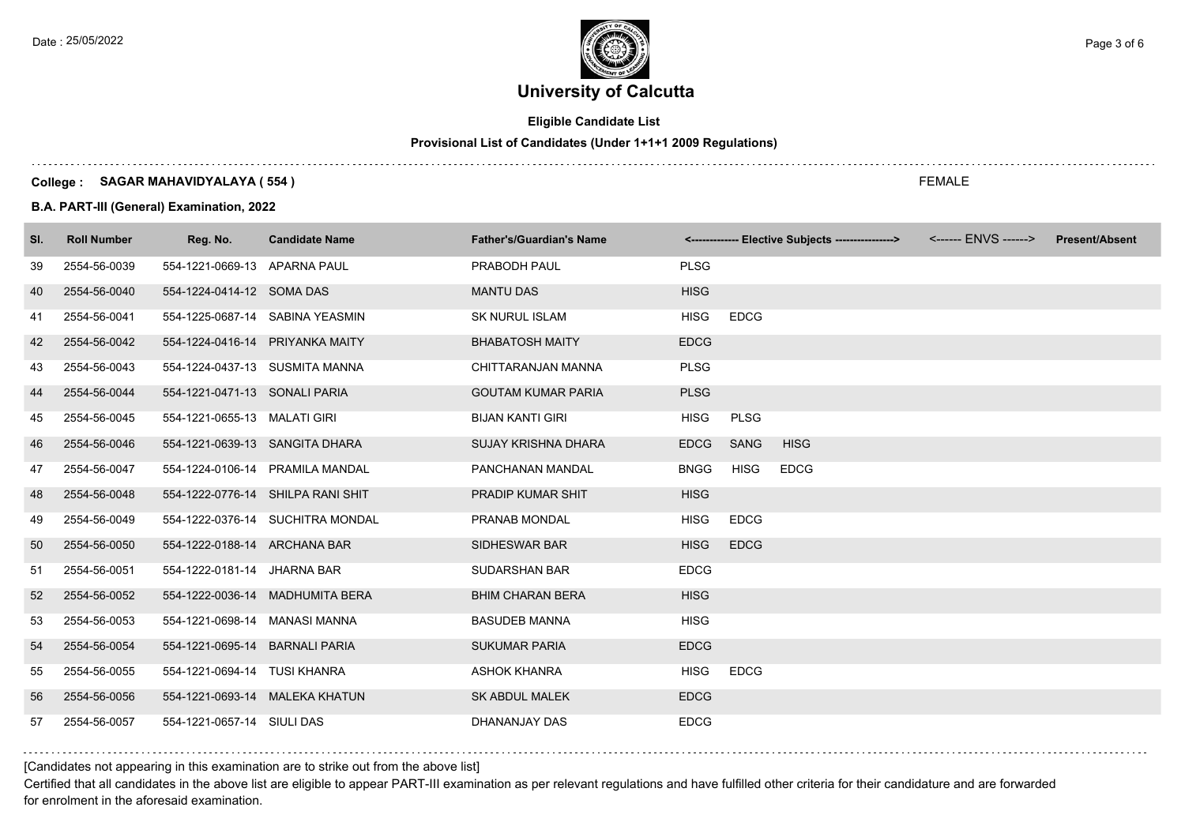# University of Calcutta

**Eligible Candidate List**

**Provisional List of Candidates (Under 1+1+1 2009 Regulations)**

**College : SAGAR MAHAVIDYALAYA ( 554 )** FEMALE

**B.A. PART-III (General) Examination, 2022**

| Sl. | Roll Number | Reg. No. | Candidate Name | Father's/Guardian's Name | <------------- Elective Subjects ----------------> | <------ ENVS ------> | Present/Absent |
|---|---|---|---|---|---|---|---|
| 39 | 2554-56-0039 | 554-1221-0669-13 | APARNA PAUL | PRABODH PAUL | PLSG | | |
| 40 | 2554-56-0040 | 554-1224-0414-12 | SOMA DAS | MANTU DAS | HISG | | |
| 41 | 2554-56-0041 | 554-1225-0687-14 | SABINA YEASMIN | SK NURUL ISLAM | HISG EDCG | | |
| 42 | 2554-56-0042 | 554-1224-0416-14 | PRIYANKA MAITY | BHABATOSH MAITY | EDCG | | |
| 43 | 2554-56-0043 | 554-1224-0437-13 | SUSMITA MANNA | CHITTARANJAN MANNA | PLSG | | |
| 44 | 2554-56-0044 | 554-1221-0471-13 | SONALI PARIA | GOUTAM KUMAR PARIA | PLSG | | |
| 45 | 2554-56-0045 | 554-1221-0655-13 | MALATI GIRI | BIJAN KANTI GIRI | HISG PLSG | | |
| 46 | 2554-56-0046 | 554-1221-0639-13 | SANGITA DHARA | SUJAY KRISHNA DHARA | EDCG SANG HISG | | |
| 47 | 2554-56-0047 | 554-1224-0106-14 | PRAMILA MANDAL | PANCHANAN MANDAL | BNGG HISG EDCG | | |
| 48 | 2554-56-0048 | 554-1222-0776-14 | SHILPA RANI SHIT | PRADIP KUMAR SHIT | HISG | | |
| 49 | 2554-56-0049 | 554-1222-0376-14 | SUCHITRA MONDAL | PRANAB MONDAL | HISG EDCG | | |
| 50 | 2554-56-0050 | 554-1222-0188-14 | ARCHANA BAR | SIDHESWAR BAR | HISG EDCG | | |
| 51 | 2554-56-0051 | 554-1222-0181-14 | JHARNA BAR | SUDARSHAN BAR | EDCG | | |
| 52 | 2554-56-0052 | 554-1222-0036-14 | MADHUMITA BERA | BHIM CHARAN BERA | HISG | | |
| 53 | 2554-56-0053 | 554-1221-0698-14 | MANASI MANNA | BASUDEB MANNA | HISG | | |
| 54 | 2554-56-0054 | 554-1221-0695-14 | BARNALI PARIA | SUKUMAR PARIA | EDCG | | |
| 55 | 2554-56-0055 | 554-1221-0694-14 | TUSI KHANRA | ASHOK KHANRA | HISG EDCG | | |
| 56 | 2554-56-0056 | 554-1221-0693-14 | MALEKA KHATUN | SK ABDUL MALEK | EDCG | | |
| 57 | 2554-56-0057 | 554-1221-0657-14 | SIULI DAS | DHANANJAY DAS | EDCG | | |

[Candidates not appearing in this examination are to strike out from the above list]

Certified that all candidates in the above list are eligible to appear PART-III examination as per relevant regulations and have fulfilled other criteria for their candidature and are forwarded for enrolment in the aforesaid examination.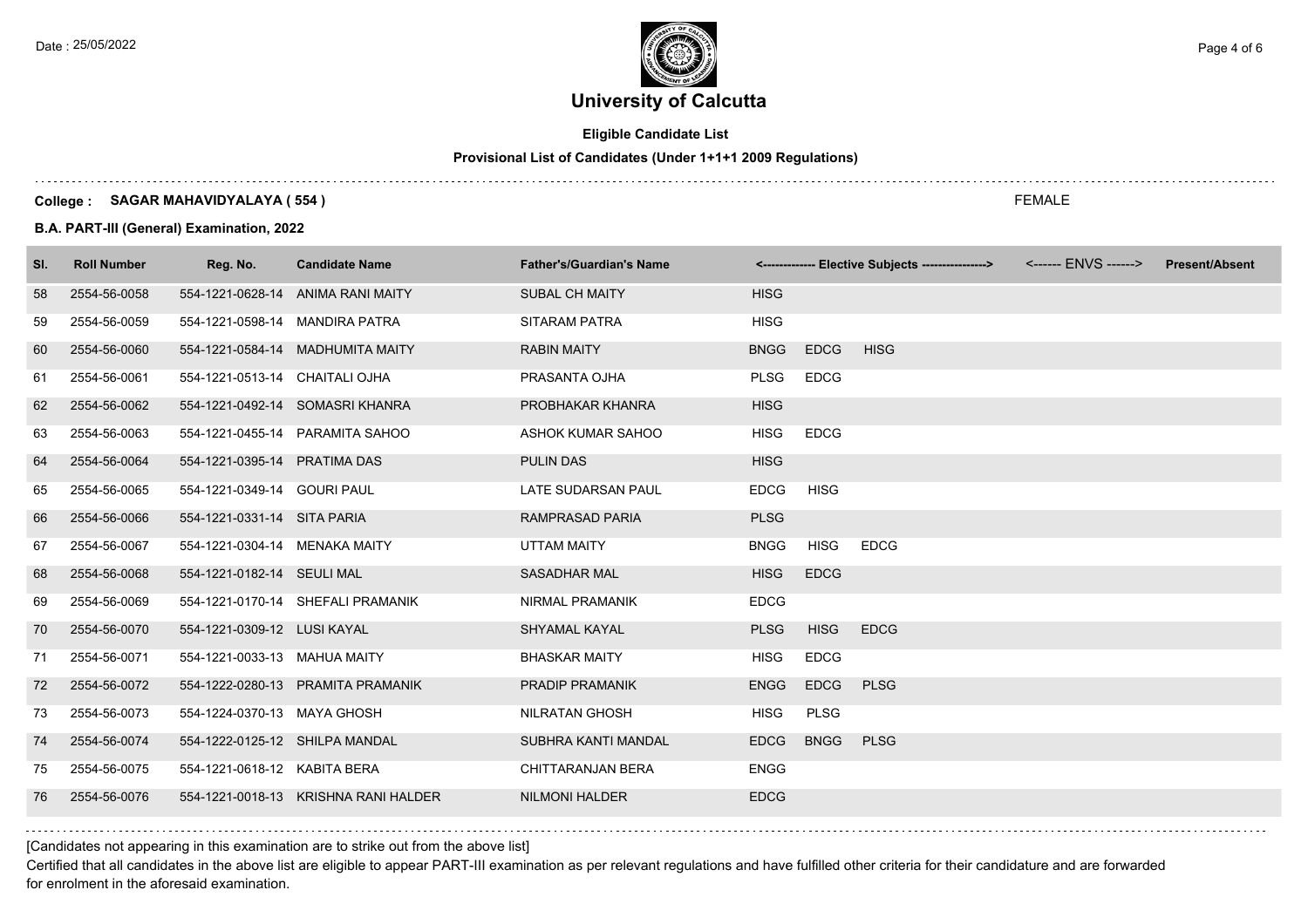# University of Calcutta

**Eligible Candidate List**

**Provisional List of Candidates (Under 1+1+1 2009 Regulations)**

**College : SAGAR MAHAVIDYALAYA ( 554 )**

FEMALE

**B.A. PART-III (General) Examination, 2022**

| Sl. | Roll Number | Reg. No. | Candidate Name | Father's/Guardian's Name | <------------- Elective Subjects ----------------> | | | <------ ENVS ------> | Present/Absent |
|---|---|---|---|---|---|---|---|---|---|
| 58 | 2554-56-0058 | 554-1221-0628-14 | ANIMA RANI MAITY | SUBAL CH MAITY | HISG | | | | |
| 59 | 2554-56-0059 | 554-1221-0598-14 | MANDIRA PATRA | SITARAM PATRA | HISG | | | | |
| 60 | 2554-56-0060 | 554-1221-0584-14 | MADHUMITA MAITY | RABIN MAITY | BNGG | EDCG | HISG | | |
| 61 | 2554-56-0061 | 554-1221-0513-14 | CHAITALI OJHA | PRASANTA OJHA | PLSG | EDCG | | | |
| 62 | 2554-56-0062 | 554-1221-0492-14 | SOMASRI KHANRA | PROBHAKAR KHANRA | HISG | | | | |
| 63 | 2554-56-0063 | 554-1221-0455-14 | PARAMITA SAHOO | ASHOK KUMAR SAHOO | HISG | EDCG | | | |
| 64 | 2554-56-0064 | 554-1221-0395-14 | PRATIMA DAS | PULIN DAS | HISG | | | | |
| 65 | 2554-56-0065 | 554-1221-0349-14 | GOURI PAUL | LATE SUDARSAN PAUL | EDCG | HISG | | | |
| 66 | 2554-56-0066 | 554-1221-0331-14 | SITA PARIA | RAMPRASAD PARIA | PLSG | | | | |
| 67 | 2554-56-0067 | 554-1221-0304-14 | MENAKA MAITY | UTTAM MAITY | BNGG | HISG | EDCG | | |
| 68 | 2554-56-0068 | 554-1221-0182-14 | SEULI MAL | SASADHAR MAL | HISG | EDCG | | | |
| 69 | 2554-56-0069 | 554-1221-0170-14 | SHEFALI PRAMANIK | NIRMAL PRAMANIK | EDCG | | | | |
| 70 | 2554-56-0070 | 554-1221-0309-12 | LUSI KAYAL | SHYAMAL KAYAL | PLSG | HISG | EDCG | | |
| 71 | 2554-56-0071 | 554-1221-0033-13 | MAHUA MAITY | BHASKAR MAITY | HISG | EDCG | | | |
| 72 | 2554-56-0072 | 554-1222-0280-13 | PRAMITA PRAMANIK | PRADIP PRAMANIK | ENGG | EDCG | PLSG | | |
| 73 | 2554-56-0073 | 554-1224-0370-13 | MAYA GHOSH | NILRATAN GHOSH | HISG | PLSG | | | |
| 74 | 2554-56-0074 | 554-1222-0125-12 | SHILPA MANDAL | SUBHRA KANTI MANDAL | EDCG | BNGG | PLSG | | |
| 75 | 2554-56-0075 | 554-1221-0618-12 | KABITA BERA | CHITTARANJAN BERA | ENGG | | | | |
| 76 | 2554-56-0076 | 554-1221-0018-13 | KRISHNA RANI HALDER | NILMONI HALDER | EDCG | | | | |

[Candidates not appearing in this examination are to strike out from the above list]

Certified that all candidates in the above list are eligible to appear PART-III examination as per relevant regulations and have fulfilled other criteria for their candidature and are forwarded for enrolment in the aforesaid examination.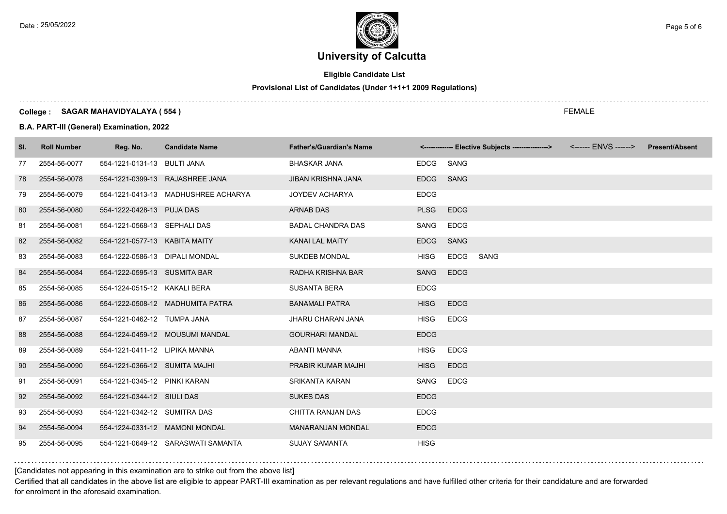# University of Calcutta

**Eligible Candidate List**

**Provisional List of Candidates (Under 1+1+1 2009 Regulations)**

**College : SAGAR MAHAVIDYALAYA ( 554 )**

FEMALE

**B.A. PART-III (General) Examination, 2022**

| Sl. | Roll Number | Reg. No. | Candidate Name | Father's/Guardian's Name | <------------- Elective Subjects ----------------> | <------ ENVS ------> | Present/Absent |
|---|---|---|---|---|---|---|---|
| 77 | 2554-56-0077 | 554-1221-0131-13 | BULTI JANA | BHASKAR JANA | EDCG SANG | | |
| 78 | 2554-56-0078 | 554-1221-0399-13 | RAJASHREE JANA | JIBAN KRISHNA JANA | EDCG SANG | | |
| 79 | 2554-56-0079 | 554-1221-0413-13 | MADHUSHREE ACHARYA | JOYDEV ACHARYA | EDCG | | |
| 80 | 2554-56-0080 | 554-1222-0428-13 | PUJA DAS | ARNAB DAS | PLSG EDCG | | |
| 81 | 2554-56-0081 | 554-1221-0568-13 | SEPHALI DAS | BADAL CHANDRA DAS | SANG EDCG | | |
| 82 | 2554-56-0082 | 554-1221-0577-13 | KABITA MAITY | KANAI LAL MAITY | EDCG SANG | | |
| 83 | 2554-56-0083 | 554-1222-0586-13 | DIPALI MONDAL | SUKDEB MONDAL | HISG EDCG SANG | | |
| 84 | 2554-56-0084 | 554-1222-0595-13 | SUSMITA BAR | RADHA KRISHNA BAR | SANG EDCG | | |
| 85 | 2554-56-0085 | 554-1224-0515-12 | KAKALI BERA | SUSANTA BERA | EDCG | | |
| 86 | 2554-56-0086 | 554-1222-0508-12 | MADHUMITA PATRA | BANAMALI PATRA | HISG EDCG | | |
| 87 | 2554-56-0087 | 554-1221-0462-12 | TUMPA JANA | JHARU CHARAN JANA | HISG EDCG | | |
| 88 | 2554-56-0088 | 554-1224-0459-12 | MOUSUMI MANDAL | GOURHARI MANDAL | EDCG | | |
| 89 | 2554-56-0089 | 554-1221-0411-12 | LIPIKA MANNA | ABANTI MANNA | HISG EDCG | | |
| 90 | 2554-56-0090 | 554-1221-0366-12 | SUMITA MAJHI | PRABIR KUMAR MAJHI | HISG EDCG | | |
| 91 | 2554-56-0091 | 554-1221-0345-12 | PINKI KARAN | SRIKANTA KARAN | SANG EDCG | | |
| 92 | 2554-56-0092 | 554-1221-0344-12 | SIULI DAS | SUKES DAS | EDCG | | |
| 93 | 2554-56-0093 | 554-1221-0342-12 | SUMITRA DAS | CHITTA RANJAN DAS | EDCG | | |
| 94 | 2554-56-0094 | 554-1224-0331-12 | MAMONI MONDAL | MANARANJAN MONDAL | EDCG | | |
| 95 | 2554-56-0095 | 554-1221-0649-12 | SARASWATI SAMANTA | SUJAY SAMANTA | HISG | | |

[Candidates not appearing in this examination are to strike out from the above list]

Certified that all candidates in the above list are eligible to appear PART-III examination as per relevant regulations and have fulfilled other criteria for their candidature and are forwarded for enrolment in the aforesaid examination.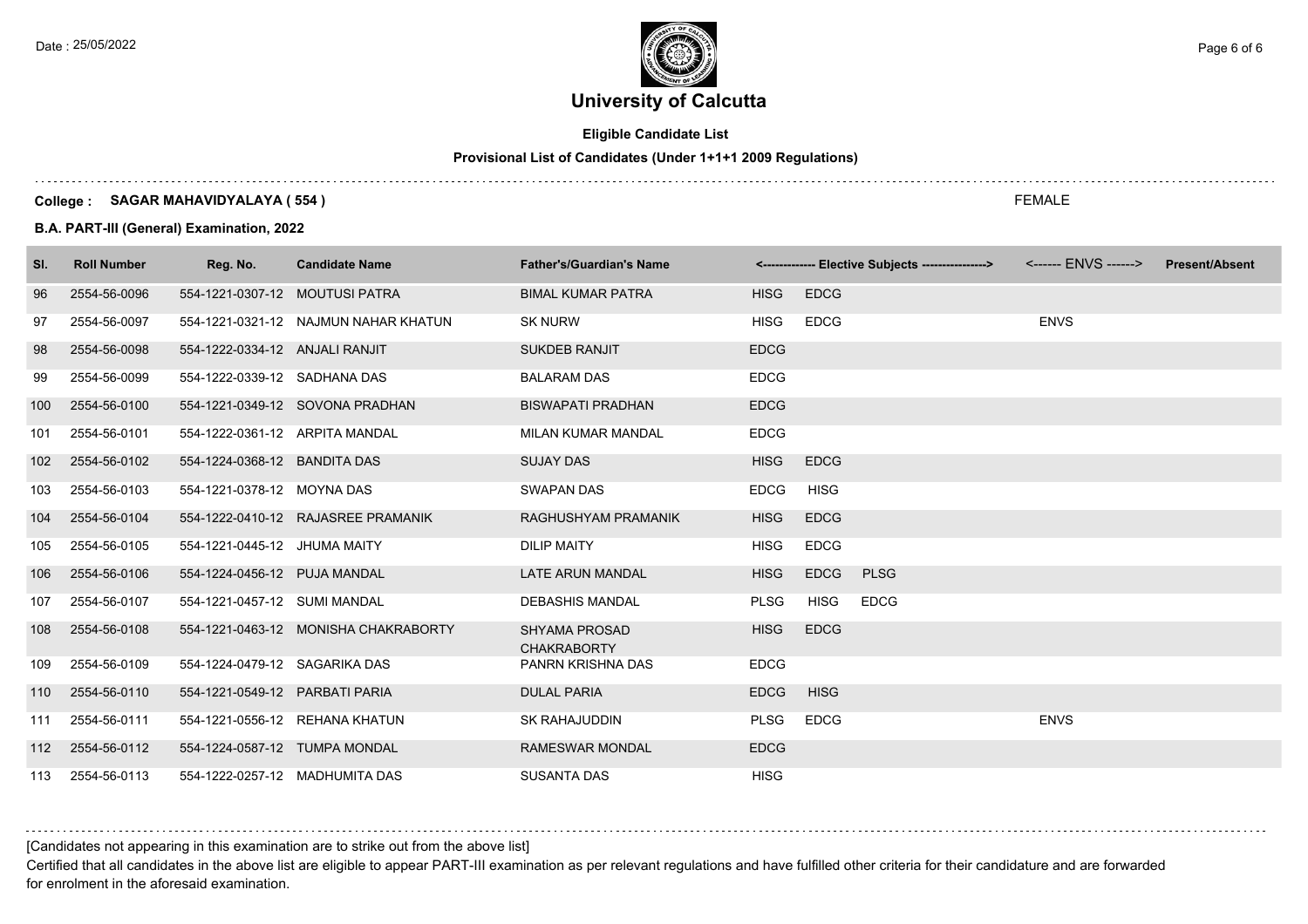# University of Calcutta

**Eligible Candidate List**

**Provisional List of Candidates (Under 1+1+1 2009 Regulations)**

**College : SAGAR MAHAVIDYALAYA ( 554 )** FEMALE

**B.A. PART-III (General) Examination, 2022**

| Sl. | Roll Number | Reg. No. | Candidate Name | Father's/Guardian's Name | <------------- Elective Subjects ----------------> | | | <------ ENVS ------> | Present/Absent |
|---|---|---|---|---|---|---|---|---|---|
| 96 | 2554-56-0096 | 554-1221-0307-12 | MOUTUSI PATRA | BIMAL KUMAR PATRA | HISG | EDCG | | | |
| 97 | 2554-56-0097 | 554-1221-0321-12 | NAJMUN NAHAR KHATUN | SK NURW | HISG | EDCG | | ENVS | |
| 98 | 2554-56-0098 | 554-1222-0334-12 | ANJALI RANJIT | SUKDEB RANJIT | EDCG | | | | |
| 99 | 2554-56-0099 | 554-1222-0339-12 | SADHANA DAS | BALARAM DAS | EDCG | | | | |
| 100 | 2554-56-0100 | 554-1221-0349-12 | SOVONA PRADHAN | BISWAPATI PRADHAN | EDCG | | | | |
| 101 | 2554-56-0101 | 554-1222-0361-12 | ARPITA MANDAL | MILAN KUMAR MANDAL | EDCG | | | | |
| 102 | 2554-56-0102 | 554-1224-0368-12 | BANDITA DAS | SUJAY DAS | HISG | EDCG | | | |
| 103 | 2554-56-0103 | 554-1221-0378-12 | MOYNA DAS | SWAPAN DAS | EDCG | HISG | | | |
| 104 | 2554-56-0104 | 554-1222-0410-12 | RAJASREE PRAMANIK | RAGHUSHYAM PRAMANIK | HISG | EDCG | | | |
| 105 | 2554-56-0105 | 554-1221-0445-12 | JHUMA MAITY | DILIP MAITY | HISG | EDCG | | | |
| 106 | 2554-56-0106 | 554-1224-0456-12 | PUJA MANDAL | LATE ARUN MANDAL | HISG | EDCG | PLSG | | |
| 107 | 2554-56-0107 | 554-1221-0457-12 | SUMI MANDAL | DEBASHIS MANDAL | PLSG | HISG | EDCG | | |
| 108 | 2554-56-0108 | 554-1221-0463-12 | MONISHA CHAKRABORTY | SHYAMA PROSAD CHAKRABORTY | HISG | EDCG | | | |
| 109 | 2554-56-0109 | 554-1224-0479-12 | SAGARIKA DAS | PANRN KRISHNA DAS | EDCG | | | | |
| 110 | 2554-56-0110 | 554-1221-0549-12 | PARBATI PARIA | DULAL PARIA | EDCG | HISG | | | |
| 111 | 2554-56-0111 | 554-1221-0556-12 | REHANA KHATUN | SK RAHAJUDDIN | PLSG | EDCG | | ENVS | |
| 112 | 2554-56-0112 | 554-1224-0587-12 | TUMPA MONDAL | RAMESWAR MONDAL | EDCG | | | | |
| 113 | 2554-56-0113 | 554-1222-0257-12 | MADHUMITA DAS | SUSANTA DAS | HISG | | | | |

[Candidates not appearing in this examination are to strike out from the above list]

Certified that all candidates in the above list are eligible to appear PART-III examination as per relevant regulations and have fulfilled other criteria for their candidature and are forwarded for enrolment in the aforesaid examination.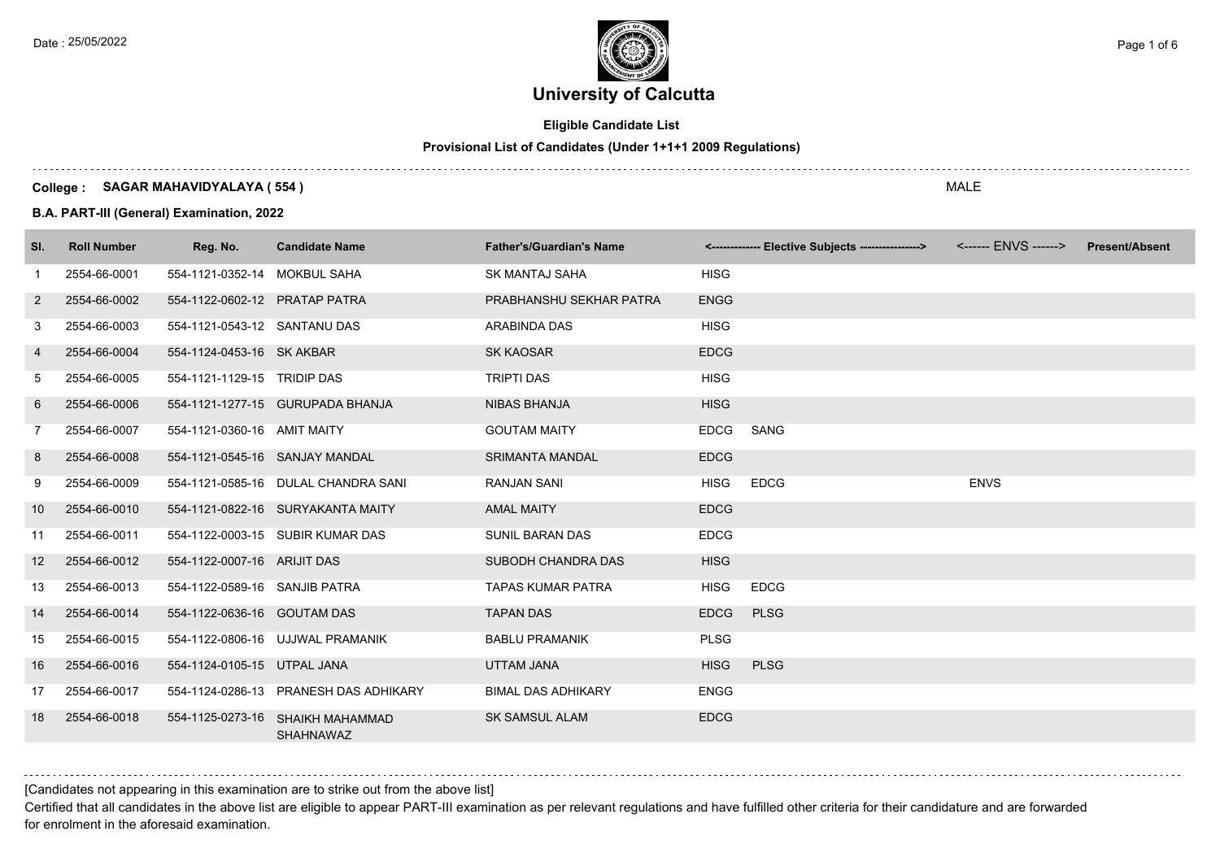Date : 25/05/2022

# University of Calcutta

**Eligible Candidate List**

**Provisional List of Candidates (Under 1+1+1 2009 Regulations)**

**College : SAGAR MAHAVIDYALAYA ( 554 )** MALE

**B.A. PART-III (General) Examination, 2022**

| Sl. | Roll Number | Reg. No. | Candidate Name | Father's/Guardian's Name | <------------- Elective Subjects ----------------> | | <------ ENVS ------> | Present/Absent |
|---|---|---|---|---|---|---|---|---|
| 1 | 2554-66-0001 | 554-1121-0352-14 | MOKBUL SAHA | SK MANTAJ SAHA | HISG | | | |
| 2 | 2554-66-0002 | 554-1122-0602-12 | PRATAP PATRA | PRABHANSHU SEKHAR PATRA | ENGG | | | |
| 3 | 2554-66-0003 | 554-1121-0543-12 | SANTANU DAS | ARABINDA DAS | HISG | | | |
| 4 | 2554-66-0004 | 554-1124-0453-16 | SK AKBAR | SK KAOSAR | EDCG | | | |
| 5 | 2554-66-0005 | 554-1121-1129-15 | TRIDIP DAS | TRIPTI DAS | HISG | | | |
| 6 | 2554-66-0006 | 554-1121-1277-15 | GURUPADA BHANJA | NIBAS BHANJA | HISG | | | |
| 7 | 2554-66-0007 | 554-1121-0360-16 | AMIT MAITY | GOUTAM MAITY | EDCG | SANG | | |
| 8 | 2554-66-0008 | 554-1121-0545-16 | SANJAY MANDAL | SRIMANTA MANDAL | EDCG | | | |
| 9 | 2554-66-0009 | 554-1121-0585-16 | DULAL CHANDRA SANI | RANJAN SANI | HISG | EDCG | ENVS | |
| 10 | 2554-66-0010 | 554-1121-0822-16 | SURYAKANTA MAITY | AMAL MAITY | EDCG | | | |
| 11 | 2554-66-0011 | 554-1122-0003-15 | SUBIR KUMAR DAS | SUNIL BARAN DAS | EDCG | | | |
| 12 | 2554-66-0012 | 554-1122-0007-16 | ARIJIT DAS | SUBODH CHANDRA DAS | HISG | | | |
| 13 | 2554-66-0013 | 554-1122-0589-16 | SANJIB PATRA | TAPAS KUMAR PATRA | HISG | EDCG | | |
| 14 | 2554-66-0014 | 554-1122-0636-16 | GOUTAM DAS | TAPAN DAS | EDCG | PLSG | | |
| 15 | 2554-66-0015 | 554-1122-0806-16 | UJJWAL PRAMANIK | BABLU PRAMANIK | PLSG | | | |
| 16 | 2554-66-0016 | 554-1124-0105-15 | UTPAL JANA | UTTAM JANA | HISG | PLSG | | |
| 17 | 2554-66-0017 | 554-1124-0286-13 | PRANESH DAS ADHIKARY | BIMAL DAS ADHIKARY | ENGG | | | |
| 18 | 2554-66-0018 | 554-1125-0273-16 | SHAIKH MAHAMMAD SHAHNAWAZ | SK SAMSUL ALAM | EDCG | | | |

[Candidates not appearing in this examination are to strike out from the above list]

Certified that all candidates in the above list are eligible to appear PART-III examination as per relevant regulations and have fulfilled other criteria for their candidature and are forwarded for enrolment in the aforesaid examination.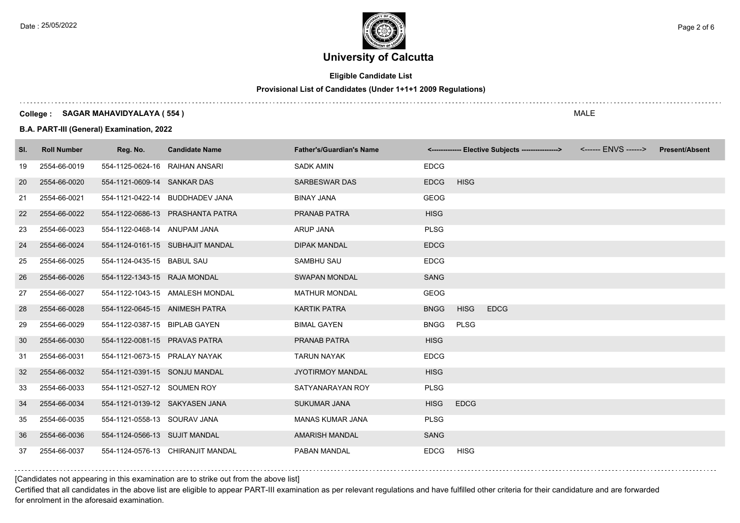# University of Calcutta

**Eligible Candidate List**

**Provisional List of Candidates (Under 1+1+1 2009 Regulations)**

**College : SAGAR MAHAVIDYALAYA ( 554 )** MALE

**B.A. PART-III (General) Examination, 2022**

| Sl. | Roll Number | Reg. No. | Candidate Name | Father's/Guardian's Name | <------------- Elective Subjects ----------------> | <------ ENVS ------> | Present/Absent |
|---|---|---|---|---|---|---|---|
| 19 | 2554-66-0019 | 554-1125-0624-16 | RAIHAN ANSARI | SADK AMIN | EDCG | | |
| 20 | 2554-66-0020 | 554-1121-0609-14 | SANKAR DAS | SARBESWAR DAS | EDCG HISG | | |
| 21 | 2554-66-0021 | 554-1121-0422-14 | BUDDHADEV JANA | BINAY JANA | GEOG | | |
| 22 | 2554-66-0022 | 554-1122-0686-13 | PRASHANTA PATRA | PRANAB PATRA | HISG | | |
| 23 | 2554-66-0023 | 554-1122-0468-14 | ANUPAM JANA | ARUP JANA | PLSG | | |
| 24 | 2554-66-0024 | 554-1124-0161-15 | SUBHAJIT MANDAL | DIPAK MANDAL | EDCG | | |
| 25 | 2554-66-0025 | 554-1124-0435-15 | BABUL SAU | SAMBHU SAU | EDCG | | |
| 26 | 2554-66-0026 | 554-1122-1343-15 | RAJA MONDAL | SWAPAN MONDAL | SANG | | |
| 27 | 2554-66-0027 | 554-1122-1043-15 | AMALESH MONDAL | MATHUR MONDAL | GEOG | | |
| 28 | 2554-66-0028 | 554-1122-0645-15 | ANIMESH PATRA | KARTIK PATRA | BNGG HISG EDCG | | |
| 29 | 2554-66-0029 | 554-1122-0387-15 | BIPLAB GAYEN | BIMAL GAYEN | BNGG PLSG | | |
| 30 | 2554-66-0030 | 554-1122-0081-15 | PRAVAS PATRA | PRANAB PATRA | HISG | | |
| 31 | 2554-66-0031 | 554-1121-0673-15 | PRALAY NAYAK | TARUN NAYAK | EDCG | | |
| 32 | 2554-66-0032 | 554-1121-0391-15 | SONJU MANDAL | JYOTIRMOY MANDAL | HISG | | |
| 33 | 2554-66-0033 | 554-1121-0527-12 | SOUMEN ROY | SATYANARAYAN ROY | PLSG | | |
| 34 | 2554-66-0034 | 554-1121-0139-12 | SAKYASEN JANA | SUKUMAR JANA | HISG EDCG | | |
| 35 | 2554-66-0035 | 554-1121-0558-13 | SOURAV JANA | MANAS KUMAR JANA | PLSG | | |
| 36 | 2554-66-0036 | 554-1124-0566-13 | SUJIT MANDAL | AMARISH MANDAL | SANG | | |
| 37 | 2554-66-0037 | 554-1124-0576-13 | CHIRANJIT MANDAL | PABAN MANDAL | EDCG HISG | | |

[Candidates not appearing in this examination are to strike out from the above list]

Certified that all candidates in the above list are eligible to appear PART-III examination as per relevant regulations and have fulfilled other criteria for their candidature and are forwarded for enrolment in the aforesaid examination.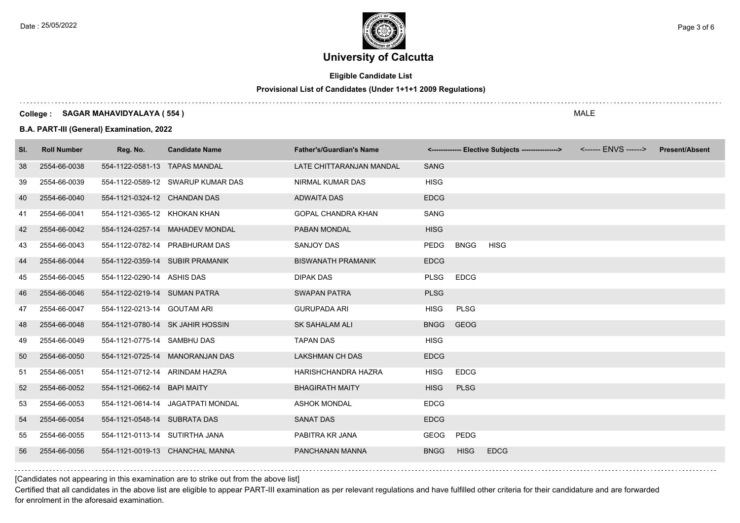# University of Calcutta

**Eligible Candidate List**

**Provisional List of Candidates (Under 1+1+1 2009 Regulations)**

**College : SAGAR MAHAVIDYALAYA ( 554 )**

MALE

**B.A. PART-III (General) Examination, 2022**

| Sl. | Roll Number | Reg. No. | Candidate Name | Father's/Guardian's Name | <------------- Elective Subjects ----------------> | | | <------ ENVS ------> | Present/Absent |
|---|---|---|---|---|---|---|---|---|---|
| 38 | 2554-66-0038 | 554-1122-0581-13 | TAPAS MANDAL | LATE CHITTARANJAN MANDAL | SANG | | | | |
| 39 | 2554-66-0039 | 554-1122-0589-12 | SWARUP KUMAR DAS | NIRMAL KUMAR DAS | HISG | | | | |
| 40 | 2554-66-0040 | 554-1121-0324-12 | CHANDAN DAS | ADWAITA DAS | EDCG | | | | |
| 41 | 2554-66-0041 | 554-1121-0365-12 | KHOKAN KHAN | GOPAL CHANDRA KHAN | SANG | | | | |
| 42 | 2554-66-0042 | 554-1124-0257-14 | MAHADEV MONDAL | PABAN MONDAL | HISG | | | | |
| 43 | 2554-66-0043 | 554-1122-0782-14 | PRABHURAM DAS | SANJOY DAS | PEDG | BNGG | HISG | | |
| 44 | 2554-66-0044 | 554-1122-0359-14 | SUBIR PRAMANIK | BISWANATH PRAMANIK | EDCG | | | | |
| 45 | 2554-66-0045 | 554-1122-0290-14 | ASHIS DAS | DIPAK DAS | PLSG | EDCG | | | |
| 46 | 2554-66-0046 | 554-1122-0219-14 | SUMAN PATRA | SWAPAN PATRA | PLSG | | | | |
| 47 | 2554-66-0047 | 554-1122-0213-14 | GOUTAM ARI | GURUPADA ARI | HISG | PLSG | | | |
| 48 | 2554-66-0048 | 554-1121-0780-14 | SK JAHIR HOSSIN | SK SAHALAM ALI | BNGG | GEOG | | | |
| 49 | 2554-66-0049 | 554-1121-0775-14 | SAMBHU DAS | TAPAN DAS | HISG | | | | |
| 50 | 2554-66-0050 | 554-1121-0725-14 | MANORANJAN DAS | LAKSHMAN CH DAS | EDCG | | | | |
| 51 | 2554-66-0051 | 554-1121-0712-14 | ARINDAM HAZRA | HARISHCHANDRA HAZRA | HISG | EDCG | | | |
| 52 | 2554-66-0052 | 554-1121-0662-14 | BAPI MAITY | BHAGIRATH MAITY | HISG | PLSG | | | |
| 53 | 2554-66-0053 | 554-1121-0614-14 | JAGATPATI MONDAL | ASHOK MONDAL | EDCG | | | | |
| 54 | 2554-66-0054 | 554-1121-0548-14 | SUBRATA DAS | SANAT DAS | EDCG | | | | |
| 55 | 2554-66-0055 | 554-1121-0113-14 | SUTIRTHA JANA | PABITRA KR JANA | GEOG | PEDG | | | |
| 56 | 2554-66-0056 | 554-1121-0019-13 | CHANCHAL MANNA | PANCHANAN MANNA | BNGG | HISG | EDCG | | |

[Candidates not appearing in this examination are to strike out from the above list]

Certified that all candidates in the above list are eligible to appear PART-III examination as per relevant regulations and have fulfilled other criteria for their candidature and are forwarded for enrolment in the aforesaid examination.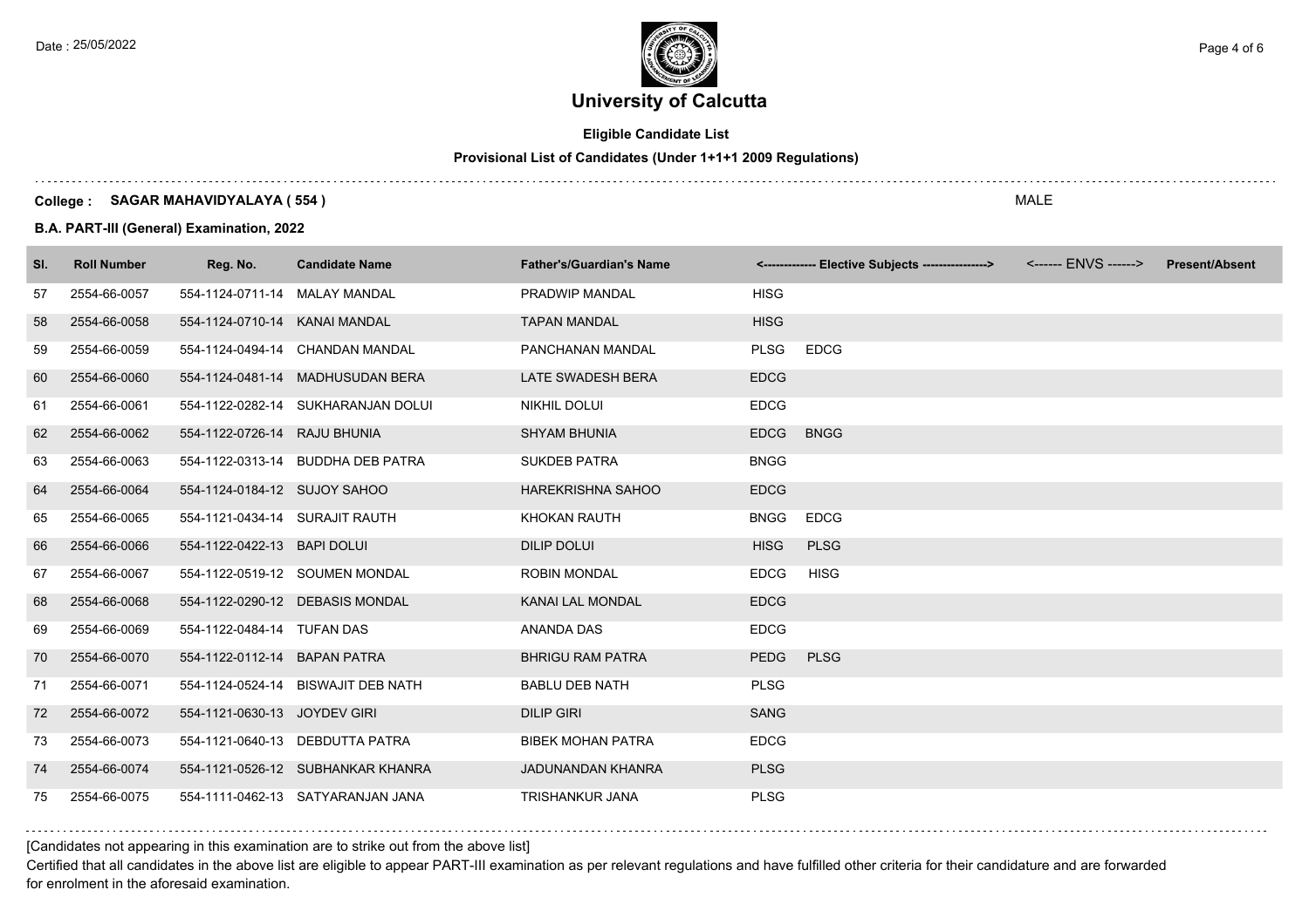# University of Calcutta

**Eligible Candidate List**

**Provisional List of Candidates (Under 1+1+1 2009 Regulations)**

**College : SAGAR MAHAVIDYALAYA ( 554 )** MALE

**B.A. PART-III (General) Examination, 2022**

| Sl. | Roll Number | Reg. No. | Candidate Name | Father's/Guardian's Name | <------------- Elective Subjects ----------------> | | <------ ENVS ------> | Present/Absent |
|---|---|---|---|---|---|---|---|---|
| 57 | 2554-66-0057 | 554-1124-0711-14 | MALAY MANDAL | PRADWIP MANDAL | HISG | | | |
| 58 | 2554-66-0058 | 554-1124-0710-14 | KANAI MANDAL | TAPAN MANDAL | HISG | | | |
| 59 | 2554-66-0059 | 554-1124-0494-14 | CHANDAN MANDAL | PANCHANAN MANDAL | PLSG | EDCG | | |
| 60 | 2554-66-0060 | 554-1124-0481-14 | MADHUSUDAN BERA | LATE SWADESH BERA | EDCG | | | |
| 61 | 2554-66-0061 | 554-1122-0282-14 | SUKHARANJAN DOLUI | NIKHIL DOLUI | EDCG | | | |
| 62 | 2554-66-0062 | 554-1122-0726-14 | RAJU BHUNIA | SHYAM BHUNIA | EDCG | BNGG | | |
| 63 | 2554-66-0063 | 554-1122-0313-14 | BUDDHA DEB PATRA | SUKDEB PATRA | BNGG | | | |
| 64 | 2554-66-0064 | 554-1124-0184-12 | SUJOY SAHOO | HAREKRISHNA SAHOO | EDCG | | | |
| 65 | 2554-66-0065 | 554-1121-0434-14 | SURAJIT RAUTH | KHOKAN RAUTH | BNGG | EDCG | | |
| 66 | 2554-66-0066 | 554-1122-0422-13 | BAPI DOLUI | DILIP DOLUI | HISG | PLSG | | |
| 67 | 2554-66-0067 | 554-1122-0519-12 | SOUMEN MONDAL | ROBIN MONDAL | EDCG | HISG | | |
| 68 | 2554-66-0068 | 554-1122-0290-12 | DEBASIS MONDAL | KANAI LAL MONDAL | EDCG | | | |
| 69 | 2554-66-0069 | 554-1122-0484-14 | TUFAN DAS | ANANDA DAS | EDCG | | | |
| 70 | 2554-66-0070 | 554-1122-0112-14 | BAPAN PATRA | BHRIGU RAM PATRA | PEDG | PLSG | | |
| 71 | 2554-66-0071 | 554-1124-0524-14 | BISWAJIT DEB NATH | BABLU DEB NATH | PLSG | | | |
| 72 | 2554-66-0072 | 554-1121-0630-13 | JOYDEV GIRI | DILIP GIRI | SANG | | | |
| 73 | 2554-66-0073 | 554-1121-0640-13 | DEBDUTTA PATRA | BIBEK MOHAN PATRA | EDCG | | | |
| 74 | 2554-66-0074 | 554-1121-0526-12 | SUBHANKAR KHANRA | JADUNANDAN KHANRA | PLSG | | | |
| 75 | 2554-66-0075 | 554-1111-0462-13 | SATYARANJAN JANA | TRISHANKUR JANA | PLSG | | | |

[Candidates not appearing in this examination are to strike out from the above list]

Certified that all candidates in the above list are eligible to appear PART-III examination as per relevant regulations and have fulfilled other criteria for their candidature and are forwarded for enrolment in the aforesaid examination.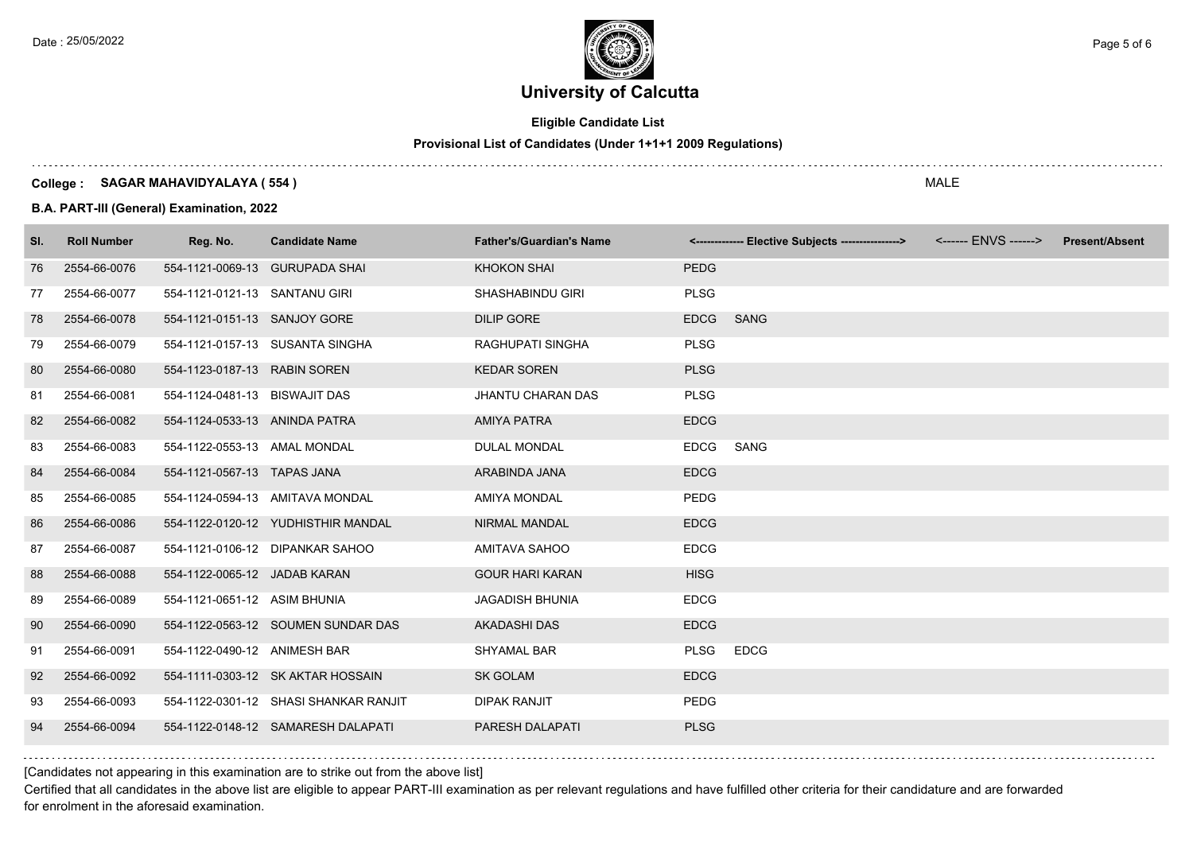# University of Calcutta

**Eligible Candidate List**

**Provisional List of Candidates (Under 1+1+1 2009 Regulations)**

**College : SAGAR MAHAVIDYALAYA ( 554 )** MALE

**B.A. PART-III (General) Examination, 2022**

| Sl. | Roll Number | Reg. No. | Candidate Name | Father's/Guardian's Name | <------------- Elective Subjects ---------------> | | <------ ENVS ------> | Present/Absent |
|---|---|---|---|---|---|---|---|---|
| 76 | 2554-66-0076 | 554-1121-0069-13 | GURUPADA SHAI | KHOKON SHAI | PEDG | | | |
| 77 | 2554-66-0077 | 554-1121-0121-13 | SANTANU GIRI | SHASHABINDU GIRI | PLSG | | | |
| 78 | 2554-66-0078 | 554-1121-0151-13 | SANJOY GORE | DILIP GORE | EDCG | SANG | | |
| 79 | 2554-66-0079 | 554-1121-0157-13 | SUSANTA SINGHA | RAGHUPATI SINGHA | PLSG | | | |
| 80 | 2554-66-0080 | 554-1123-0187-13 | RABIN SOREN | KEDAR SOREN | PLSG | | | |
| 81 | 2554-66-0081 | 554-1124-0481-13 | BISWAJIT DAS | JHANTU CHARAN DAS | PLSG | | | |
| 82 | 2554-66-0082 | 554-1124-0533-13 | ANINDA PATRA | AMIYA PATRA | EDCG | | | |
| 83 | 2554-66-0083 | 554-1122-0553-13 | AMAL MONDAL | DULAL MONDAL | EDCG | SANG | | |
| 84 | 2554-66-0084 | 554-1121-0567-13 | TAPAS JANA | ARABINDA JANA | EDCG | | | |
| 85 | 2554-66-0085 | 554-1124-0594-13 | AMITAVA MONDAL | AMIYA MONDAL | PEDG | | | |
| 86 | 2554-66-0086 | 554-1122-0120-12 | YUDHISTHIR MANDAL | NIRMAL MANDAL | EDCG | | | |
| 87 | 2554-66-0087 | 554-1121-0106-12 | DIPANKAR SAHOO | AMITAVA SAHOO | EDCG | | | |
| 88 | 2554-66-0088 | 554-1122-0065-12 | JADAB KARAN | GOUR HARI KARAN | HISG | | | |
| 89 | 2554-66-0089 | 554-1121-0651-12 | ASIM BHUNIA | JAGADISH BHUNIA | EDCG | | | |
| 90 | 2554-66-0090 | 554-1122-0563-12 | SOUMEN SUNDAR DAS | AKADASHI DAS | EDCG | | | |
| 91 | 2554-66-0091 | 554-1122-0490-12 | ANIMESH BAR | SHYAMAL BAR | PLSG | EDCG | | |
| 92 | 2554-66-0092 | 554-1111-0303-12 | SK AKTAR HOSSAIN | SK GOLAM | EDCG | | | |
| 93 | 2554-66-0093 | 554-1122-0301-12 | SHASI SHANKAR RANJIT | DIPAK RANJIT | PEDG | | | |
| 94 | 2554-66-0094 | 554-1122-0148-12 | SAMARESH DALAPATI | PARESH DALAPATI | PLSG | | | |

[Candidates not appearing in this examination are to strike out from the above list]

Certified that all candidates in the above list are eligible to appear PART-III examination as per relevant regulations and have fulfilled other criteria for their candidature and are forwarded for enrolment in the aforesaid examination.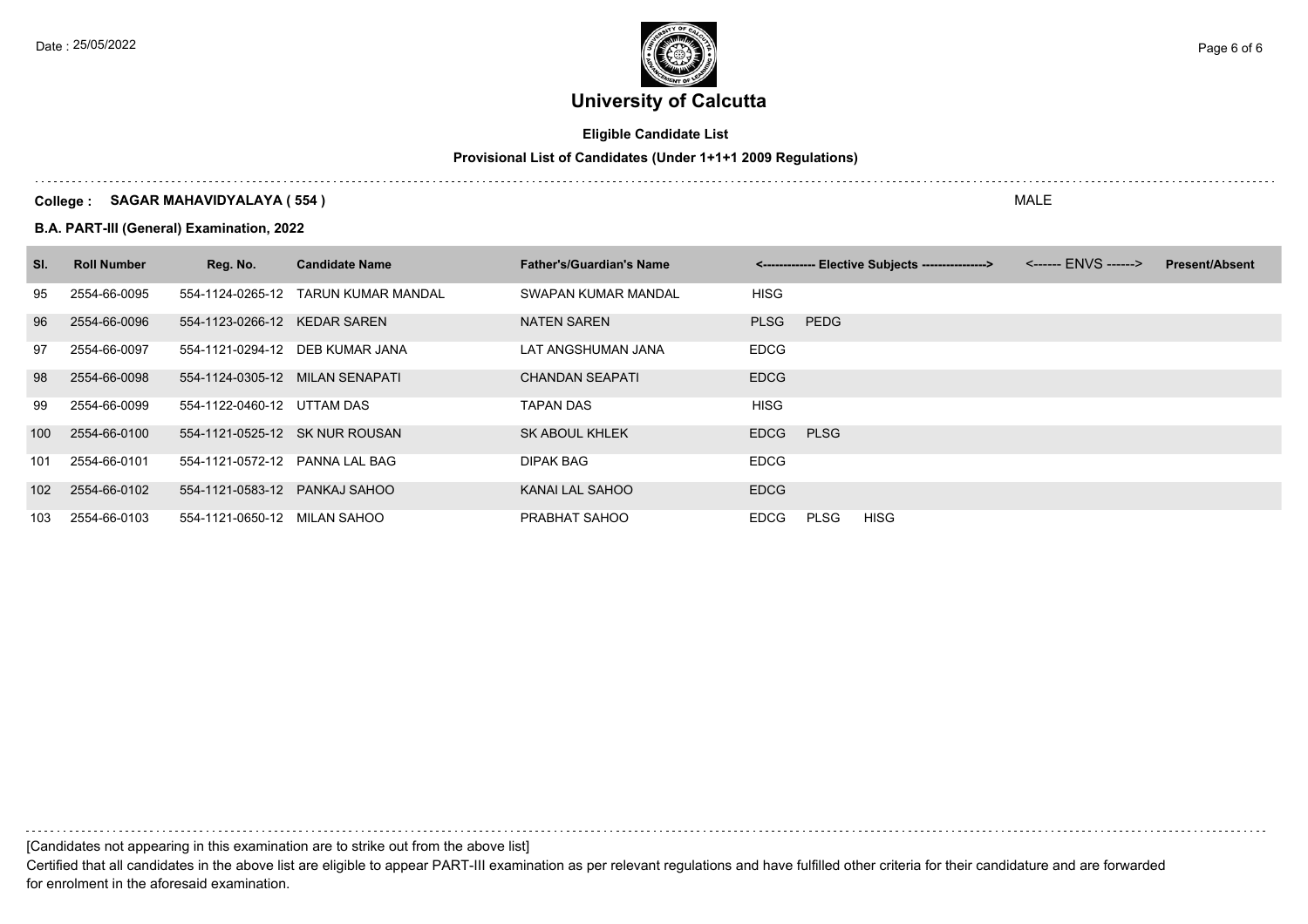# University of Calcutta

**Eligible Candidate List**

**Provisional List of Candidates (Under 1+1+1 2009 Regulations)**

**College : SAGAR MAHAVIDYALAYA ( 554 )** MALE

**B.A. PART-III (General) Examination, 2022**

| Sl. | Roll Number | Reg. No. | Candidate Name | Father's/Guardian's Name | <------------- Elective Subjects ----------------> | | | <------ ENVS ------> | Present/Absent |
|---|---|---|---|---|---|---|---|---|---|
| 95 | 2554-66-0095 | 554-1124-0265-12 | TARUN KUMAR MANDAL | SWAPAN KUMAR MANDAL | HISG | | | | |
| 96 | 2554-66-0096 | 554-1123-0266-12 | KEDAR SAREN | NATEN SAREN | PLSG | PEDG | | | |
| 97 | 2554-66-0097 | 554-1121-0294-12 | DEB KUMAR JANA | LAT ANGSHUMAN JANA | EDCG | | | | |
| 98 | 2554-66-0098 | 554-1124-0305-12 | MILAN SENAPATI | CHANDAN SEAPATI | EDCG | | | | |
| 99 | 2554-66-0099 | 554-1122-0460-12 | UTTAM DAS | TAPAN DAS | HISG | | | | |
| 100 | 2554-66-0100 | 554-1121-0525-12 | SK NUR ROUSAN | SK ABOUL KHLEK | EDCG | PLSG | | | |
| 101 | 2554-66-0101 | 554-1121-0572-12 | PANNA LAL BAG | DIPAK BAG | EDCG | | | | |
| 102 | 2554-66-0102 | 554-1121-0583-12 | PANKAJ SAHOO | KANAI LAL SAHOO | EDCG | | | | |
| 103 | 2554-66-0103 | 554-1121-0650-12 | MILAN SAHOO | PRABHAT SAHOO | EDCG | PLSG | HISG | | |

[Candidates not appearing in this examination are to strike out from the above list]

Certified that all candidates in the above list are eligible to appear PART-III examination as per relevant regulations and have fulfilled other criteria for their candidature and are forwarded for enrolment in the aforesaid examination.